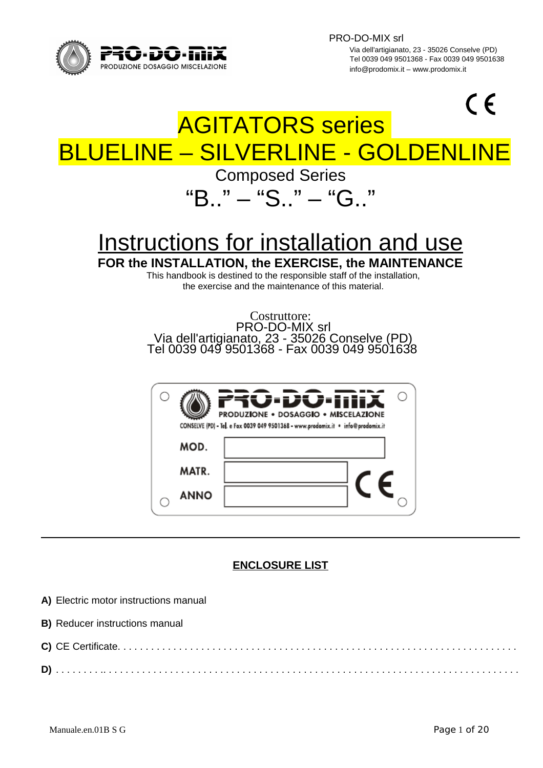PRO-DO-MIX srl
Via dell'artigianato, 23 - 35026 Conselve (PD)
Tel 0039 049 9501368 - Fax 0039 049 9501638
info@prodomix.it – www.prodomix.it

# AGITATORS series
# BLUELINE – SILVERLINE - GOLDENLINE

## Composed Series
## "B.." – "S.." – "G.."

# Instructions for installation and use

**FOR the INSTALLATION, the EXERCISE, the MAINTENANCE**

This handbook is destined to the responsible staff of the installation, the exercise and the maintenance of this material.

Costruttore:
PRO-DO-MIX srl
Via dell'artigianato, 23 - 35026 Conselve (PD)
Tel 0039 049 9501368 - Fax 0039 049 9501638

PRO-DO-MIX
PRODUZIONE • DOSAGGIO • MISCELAZIONE
CONSELVE (PD) - Tel. e Fax 0039 049 9501368 - www.prodomix.it • info@prodomix.it

| | |
|---|---|
| MOD. | |
| MATR. | |
| ANNO | |

---

**ENCLOSURE LIST**

**A)** Electric motor instructions manual

**B)** Reducer instructions manual

**C)** CE Certificate. . . . . . . . . . . . . . . . . . . . . . . . . . . . . . . . . . . . . . . . . . . . . . . . . . . . . . . . . . . . . . . . . . . . . . . . .

**D)** . . . . . . . . .. . . . . . . . . . . . . . . . . . . . . . . . . . . . . . . . . . . . . . . . . . . . . . . . . . . . . . . . . . . . . . . . . . . . . . . . . . . .

Manuale.en.01B S G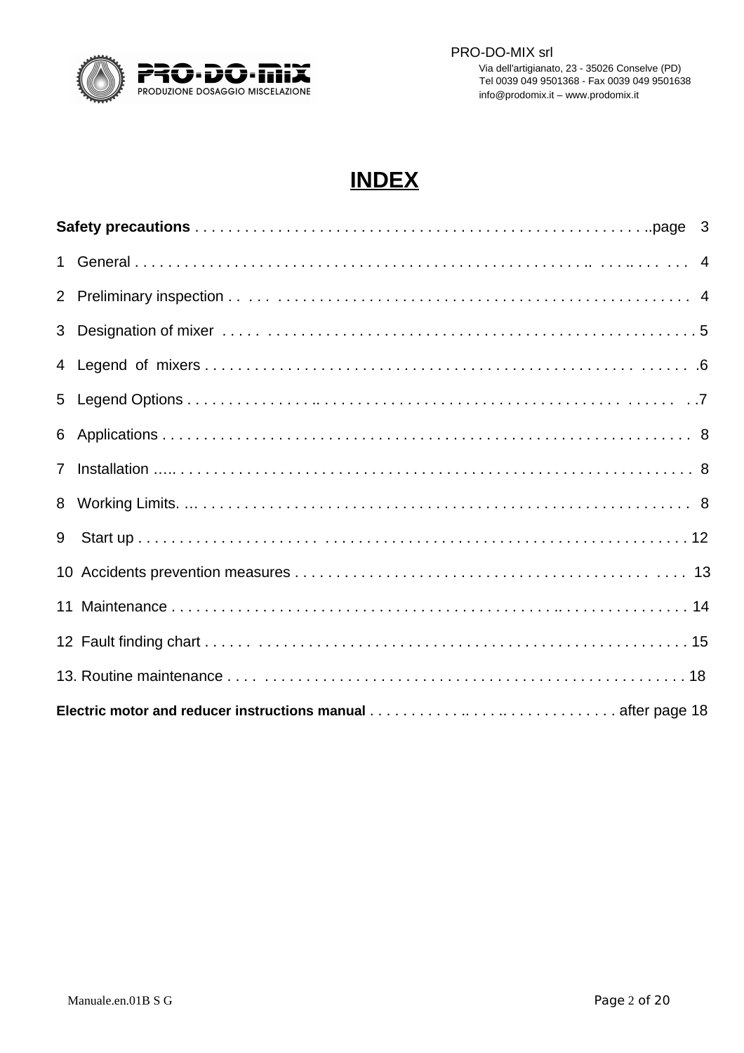PRO-DO-MIX srl
Via dell'artigianato, 23 - 35026 Conselve (PD)
Tel 0039 049 9501368 - Fax 0039 049 9501638
info@prodomix.it – www.prodomix.it

# INDEX

| | |
|---|---|
| **Safety precautions** | page 3 |
| 1 General | 4 |
| 2 Preliminary inspection | 4 |
| 3 Designation of mixer | 5 |
| 4 Legend of mixers | 6 |
| 5 Legend Options | 7 |
| 6 Applications | 8 |
| 7 Installation | 8 |
| 8 Working Limits. | 8 |
| 9 Start up | 12 |
| 10 Accidents prevention measures | 13 |
| 11 Maintenance | 14 |
| 12 Fault finding chart | 15 |
| 13. Routine maintenance | 18 |
| **Electric motor and reducer instructions manual** | after page 18 |

Manuale.en.01B S G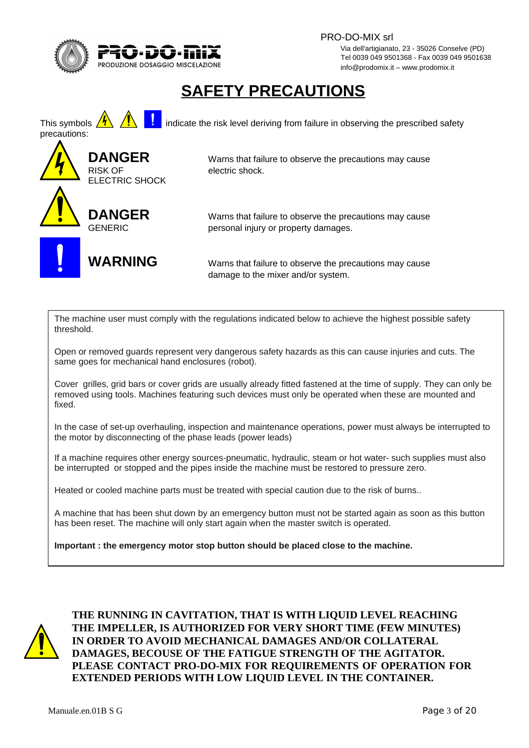PRO-DO-MIX srl
Via dell'artigianato, 23 - 35026 Conselve (PD)
Tel 0039 049 9501368 - Fax 0039 049 9501638
info@prodomix.it – www.prodomix.it

# SAFETY PRECAUTIONS

This symbols indicate the risk level deriving from failure in observing the prescribed safety precautions:

| | |
|---|---|
| **DANGER** RISK OF ELECTRIC SHOCK | Warns that failure to observe the precautions may cause electric shock. |
| **DANGER** GENERIC | Warns that failure to observe the precautions may cause personal injury or property damages. |
| **WARNING** | Warns that failure to observe the precautions may cause damage to the mixer and/or system. |

The machine user must comply with the regulations indicated below to achieve the highest possible safety threshold.

Open or removed guards represent very dangerous safety hazards as this can cause injuries and cuts. The same goes for mechanical hand enclosures (robot).

Cover grilles, grid bars or cover grids are usually already fitted fastened at the time of supply. They can only be removed using tools. Machines featuring such devices must only be operated when these are mounted and fixed.

In the case of set-up overhauling, inspection and maintenance operations, power must always be interrupted to the motor by disconnecting of the phase leads (power leads)

If a machine requires other energy sources-pneumatic, hydraulic, steam or hot water- such supplies must also be interrupted or stopped and the pipes inside the machine must be restored to pressure zero.

Heated or cooled machine parts must be treated with special caution due to the risk of burns..

A machine that has been shut down by an emergency button must not be started again as soon as this button has been reset. The machine will only start again when the master switch is operated.

**Important : the emergency motor stop button should be placed close to the machine.**

**THE RUNNING IN CAVITATION, THAT IS WITH LIQUID LEVEL REACHING THE IMPELLER, IS AUTHORIZED FOR VERY SHORT TIME (FEW MINUTES) IN ORDER TO AVOID MECHANICAL DAMAGES AND/OR COLLATERAL DAMAGES, BECOUSE OF THE FATIGUE STRENGTH OF THE AGITATOR. PLEASE CONTACT PRO-DO-MIX FOR REQUIREMENTS OF OPERATION FOR EXTENDED PERIODS WITH LOW LIQUID LEVEL IN THE CONTAINER.**

Manuale.en.01B S G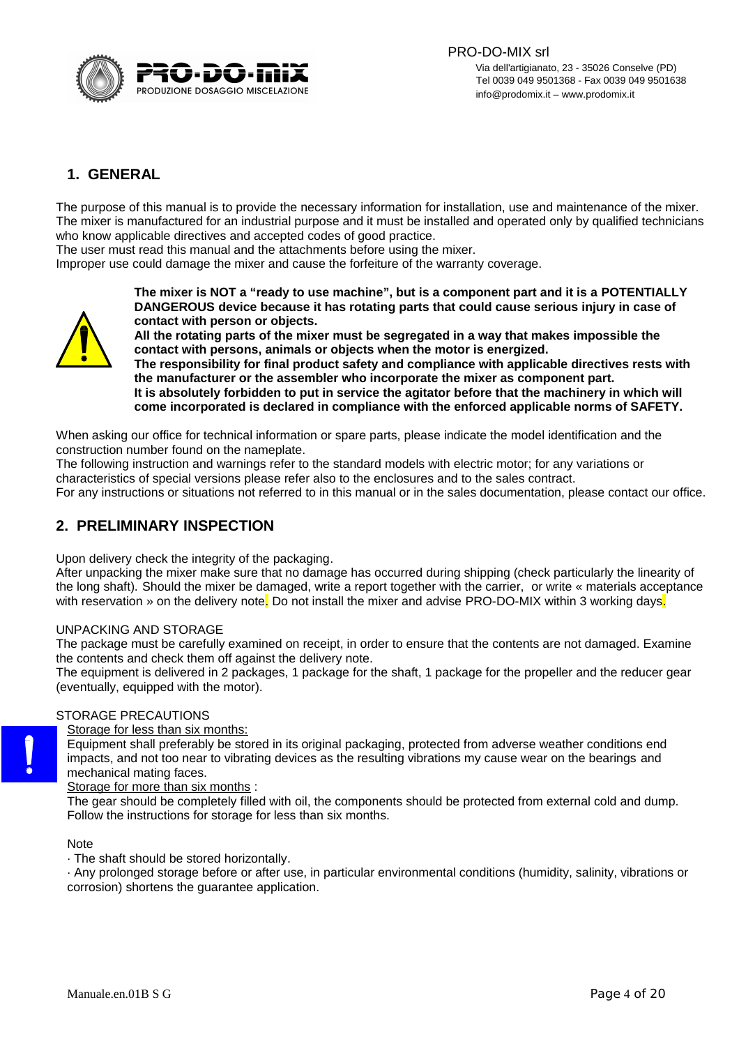## 1. GENERAL

The purpose of this manual is to provide the necessary information for installation, use and maintenance of the mixer. The mixer is manufactured for an industrial purpose and it must be installed and operated only by qualified technicians who know applicable directives and accepted codes of good practice.
The user must read this manual and the attachments before using the mixer.
Improper use could damage the mixer and cause the forfeiture of the warranty coverage.

**The mixer is NOT a "ready to use machine", but is a component part and it is a POTENTIALLY DANGEROUS device because it has rotating parts that could cause serious injury in case of contact with person or objects.**
**All the rotating parts of the mixer must be segregated in a way that makes impossible the contact with persons, animals or objects when the motor is energized.**
**The responsibility for final product safety and compliance with applicable directives rests with the manufacturer or the assembler who incorporate the mixer as component part.**
**It is absolutely forbidden to put in service the agitator before that the machinery in which will come incorporated is declared in compliance with the enforced applicable norms of SAFETY.**

When asking our office for technical information or spare parts, please indicate the model identification and the construction number found on the nameplate.
The following instruction and warnings refer to the standard models with electric motor; for any variations or characteristics of special versions please refer also to the enclosures and to the sales contract.
For any instructions or situations not referred to in this manual or in the sales documentation, please contact our office.

## 2. PRELIMINARY INSPECTION

Upon delivery check the integrity of the packaging.
After unpacking the mixer make sure that no damage has occurred during shipping (check particularly the linearity of the long shaft). Should the mixer be damaged, write a report together with the carrier, or write « materials acceptance with reservation » on the delivery note. Do not install the mixer and advise PRO-DO-MIX within 3 working days.

UNPACKING AND STORAGE
The package must be carefully examined on receipt, in order to ensure that the contents are not damaged. Examine the contents and check them off against the delivery note.
The equipment is delivered in 2 packages, 1 package for the shaft, 1 package for the propeller and the reducer gear (eventually, equipped with the motor).

STORAGE PRECAUTIONS

Storage for less than six months:
Equipment shall preferably be stored in its original packaging, protected from adverse weather conditions end impacts, and not too near to vibrating devices as the resulting vibrations my cause wear on the bearings and mechanical mating faces.

Storage for more than six months :
The gear should be completely filled with oil, the components should be protected from external cold and dump. Follow the instructions for storage for less than six months.

Note
· The shaft should be stored horizontally.
· Any prolonged storage before or after use, in particular environmental conditions (humidity, salinity, vibrations or corrosion) shortens the guarantee application.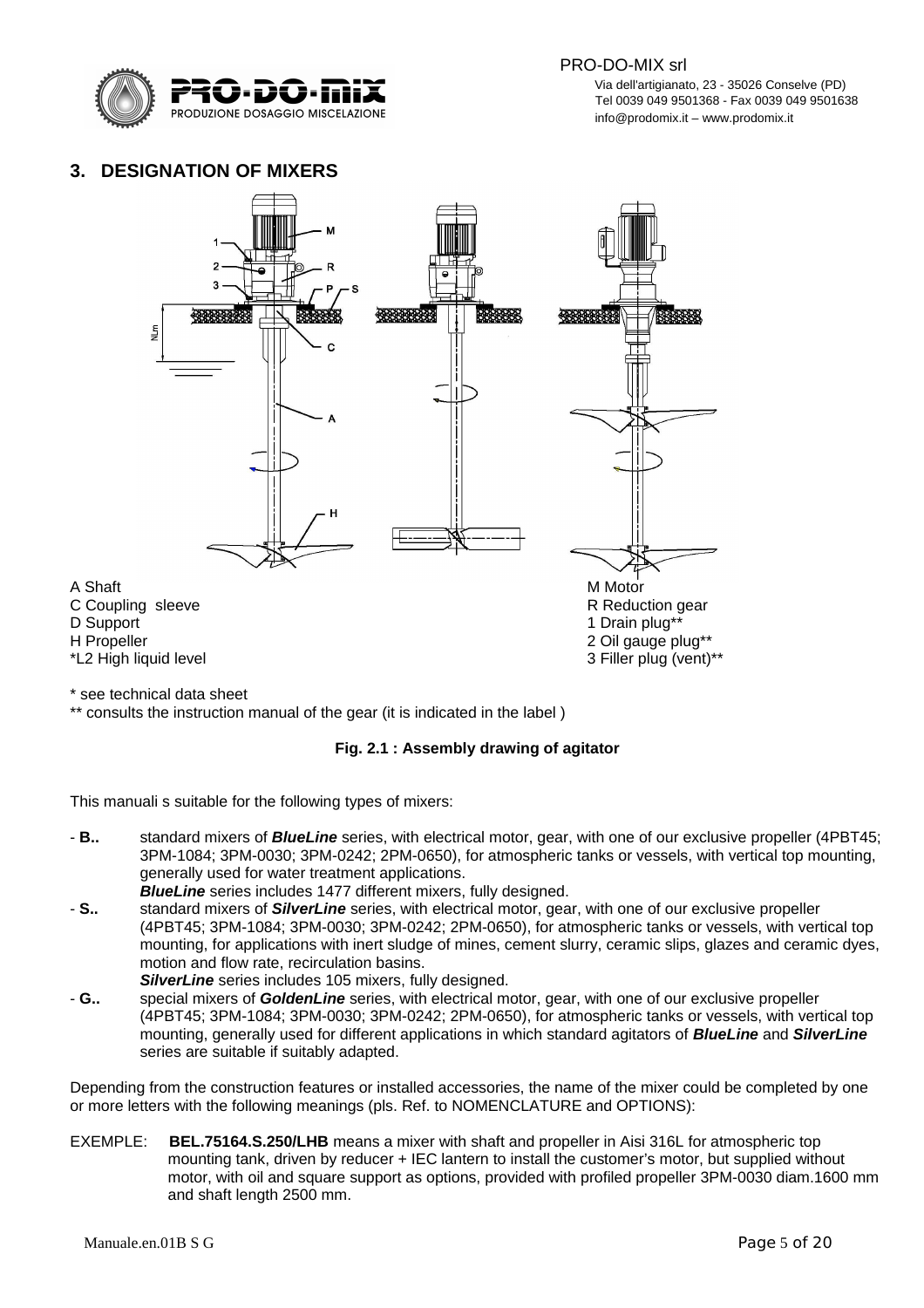## 3. DESIGNATION OF MIXERS

A Shaft
C Coupling sleeve
D Support
H Propeller
*L2 High liquid level

M Motor
R Reduction gear
1 Drain plug**
2 Oil gauge plug**
3 Filler plug (vent)**

\* see technical data sheet
** consults the instruction manual of the gear (it is indicated in the label )

**Fig. 2.1 : Assembly drawing of agitator**

This manuali s suitable for the following types of mixers:

- **B..** standard mixers of ***BlueLine*** series, with electrical motor, gear, with one of our exclusive propeller (4PBT45; 3PM-1084; 3PM-0030; 3PM-0242; 2PM-0650), for atmospheric tanks or vessels, with vertical top mounting, generally used for water treatment applications.
  ***BlueLine*** series includes 1477 different mixers, fully designed.
- **S..** standard mixers of ***SilverLine*** series, with electrical motor, gear, with one of our exclusive propeller (4PBT45; 3PM-1084; 3PM-0030; 3PM-0242; 2PM-0650), for atmospheric tanks or vessels, with vertical top mounting, for applications with inert sludge of mines, cement slurry, ceramic slips, glazes and ceramic dyes, motion and flow rate, recirculation basins.
  ***SilverLine*** series includes 105 mixers, fully designed.
- **G..** special mixers of ***GoldenLine*** series, with electrical motor, gear, with one of our exclusive propeller (4PBT45; 3PM-1084; 3PM-0030; 3PM-0242; 2PM-0650), for atmospheric tanks or vessels, with vertical top mounting, generally used for different applications in which standard agitators of ***BlueLine*** and ***SilverLine*** series are suitable if suitably adapted.

Depending from the construction features or installed accessories, the name of the mixer could be completed by one or more letters with the following meanings (pls. Ref. to NOMENCLATURE and OPTIONS):

EXEMPLE: **BEL.75164.S.250/LHB** means a mixer with shaft and propeller in Aisi 316L for atmospheric top mounting tank, driven by reducer + IEC lantern to install the customer's motor, but supplied without motor, with oil and square support as options, provided with profiled propeller 3PM-0030 diam.1600 mm and shaft length 2500 mm.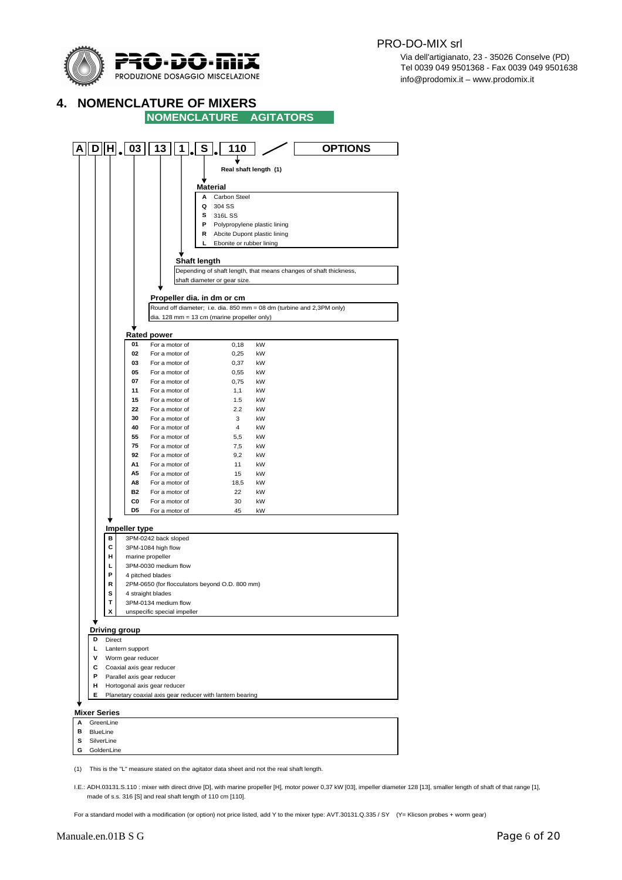## 4. NOMENCLATURE OF MIXERS

**NOMENCLATURE AGITATORS**

**A | D | H . 03 | 13 | 1 . S . 110 / OPTIONS**

**Real shaft length (1)**

**Material**

| Code | Description |
|---|---|
| A | Carbon Steel |
| Q | 304 SS |
| S | 316L SS |
| P | Polypropylene plastic lining |
| R | Abcite Dupont plastic lining |
| L | Ebonite or rubber lining |

**Shaft length**

Depending of shaft length, that means changes of shaft thickness, shaft diameter or gear size.

**Propeller dia. in dm or cm**

Round off diameter; i.e. dia. 850 mm = 08 dm (turbine and 2,3PM only)
dia. 128 mm = 13 cm (marine propeller only)

**Rated power**

| Code | | Power | Unit |
|---|---|---|---|
| 01 | For a motor of | 0,18 | kW |
| 02 | For a motor of | 0,25 | kW |
| 03 | For a motor of | 0,37 | kW |
| 05 | For a motor of | 0,55 | kW |
| 07 | For a motor of | 0,75 | kW |
| 11 | For a motor of | 1,1 | kW |
| 15 | For a motor of | 1.5 | kW |
| 22 | For a motor of | 2.2 | kW |
| 30 | For a motor of | 3 | kW |
| 40 | For a motor of | 4 | kW |
| 55 | For a motor of | 5,5 | kW |
| 75 | For a motor of | 7,5 | kW |
| 92 | For a motor of | 9,2 | kW |
| A1 | For a motor of | 11 | kW |
| A5 | For a motor of | 15 | kW |
| A8 | For a motor of | 18,5 | kW |
| B2 | For a motor of | 22 | kW |
| C0 | For a motor of | 30 | kW |
| D5 | For a motor of | 45 | kW |

**Impeller type**

| Code | Description |
|---|---|
| B | 3PM-0242 back sloped |
| C | 3PM-1084 high flow |
| H | marine propeller |
| L | 3PM-0030 medium flow |
| P | 4 pitched blades |
| R | 2PM-0650 (for flocculators beyond O.D. 800 mm) |
| S | 4 straight blades |
| T | 3PM-0134 medium flow |
| X | unspecific special impeller |

**Driving group**

| Code | Description |
|---|---|
| D | Direct |
| L | Lantern support |
| V | Worm gear reducer |
| C | Coaxial axis gear reducer |
| P | Parallel axis gear reducer |
| H | Hortogonal axis gear reducer |
| E | Planetary coaxial axis gear reducer with lantern bearing |

**Mixer Series**

| Code | Description |
|---|---|
| A | GreenLine |
| B | BlueLine |
| S | SilverLine |
| G | GoldenLine |

(1) This is the "L" measure stated on the agitator data sheet and not the real shaft length.

I.E.: ADH.03131.S.110 : mixer with direct drive [D], with marine propeller [H], motor power 0,37 kW [03], impeller diameter 128 [13], smaller length of shaft of that range [1], made of s.s. 316 [S] and real shaft length of 110 cm [110].

For a standard model with a modification (or option) not price listed, add Y to the mixer type: AVT.30131.Q.335 / SY (Y= Klicson probes + worm gear)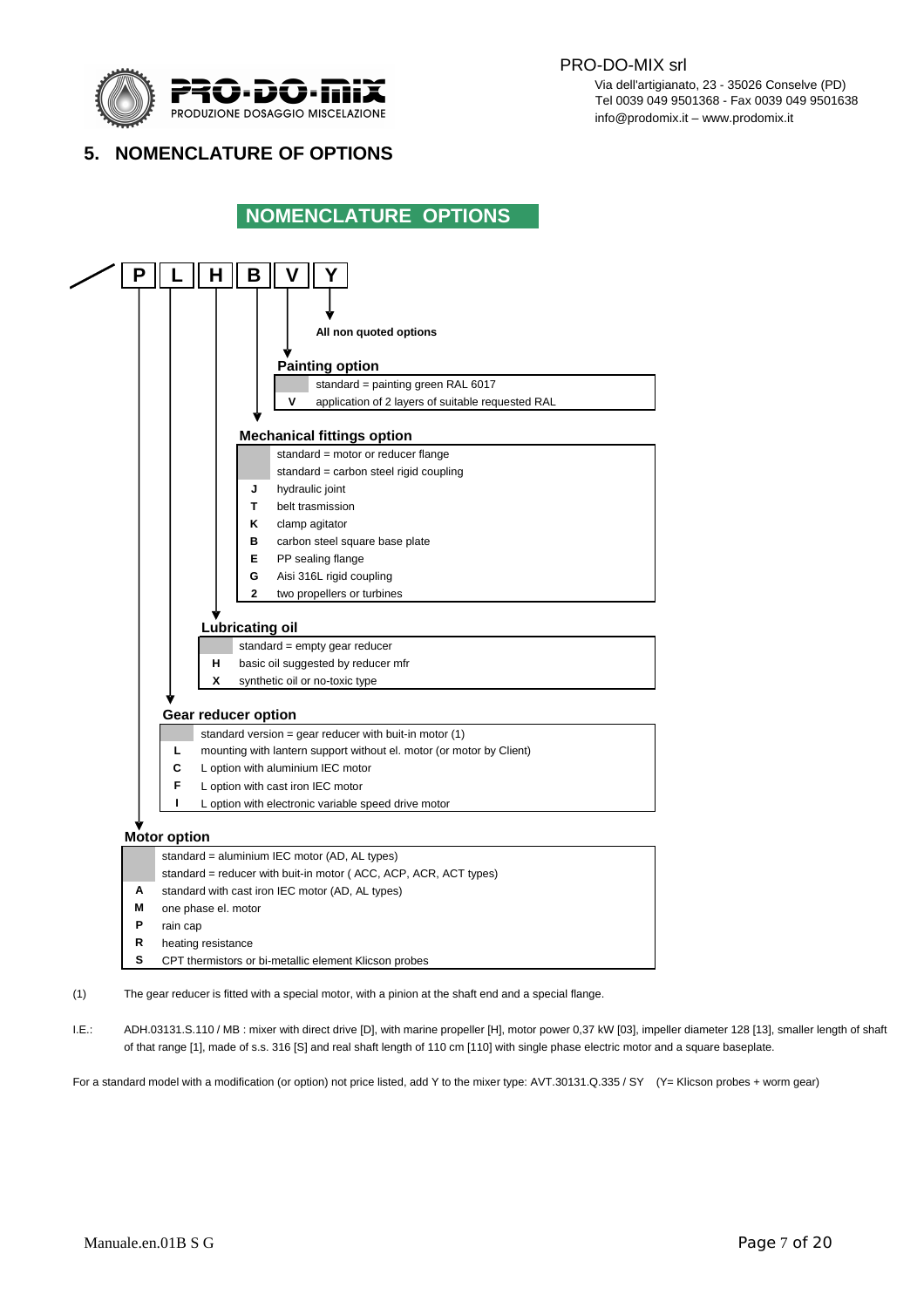## 5. NOMENCLATURE OF OPTIONS

### NOMENCLATURE OPTIONS

/ P L H B V Y

**Y** – All non quoted options

**Painting option** (V)

| Code | Description |
|---|---|
| | standard = painting green RAL 6017 |
| V | application of 2 layers of suitable requested RAL |

**Mechanical fittings option** (B)

| Code | Description |
|---|---|
| | standard = motor or reducer flange |
| | standard = carbon steel rigid coupling |
| J | hydraulic joint |
| T | belt trasmission |
| K | clamp agitator |
| B | carbon steel square base plate |
| E | PP sealing flange |
| G | Aisi 316L rigid coupling |
| 2 | two propellers or turbines |

**Lubricating oil** (H)

| Code | Description |
|---|---|
| | standard = empty gear reducer |
| H | basic oil suggested by reducer mfr |
| X | synthetic oil or no-toxic type |

**Gear reducer option** (L)

| Code | Description |
|---|---|
| | standard version = gear reducer with buit-in motor (1) |
| L | mounting with lantern support without el. motor (or motor by Client) |
| C | L option with aluminium IEC motor |
| F | L option with cast iron IEC motor |
| I | L option with electronic variable speed drive motor |

**Motor option** (P)

| Code | Description |
|---|---|
| | standard = aluminium IEC motor (AD, AL types) |
| | standard = reducer with buit-in motor ( ACC, ACP, ACR, ACT types) |
| A | standard with cast iron IEC motor (AD, AL types) |
| M | one phase el. motor |
| P | rain cap |
| R | heating resistance |
| S | CPT thermistors or bi-metallic element Klicson probes |

(1) The gear reducer is fitted with a special motor, with a pinion at the shaft end and a special flange.

I.E.: ADH.03131.S.110 / MB : mixer with direct drive [D], with marine propeller [H], motor power 0,37 kW [03], impeller diameter 128 [13], smaller length of shaft of that range [1], made of s.s. 316 [S] and real shaft length of 110 cm [110] with single phase electric motor and a square baseplate.

For a standard model with a modification (or option) not price listed, add Y to the mixer type: AVT.30131.Q.335 / SY (Y= Klicson probes + worm gear)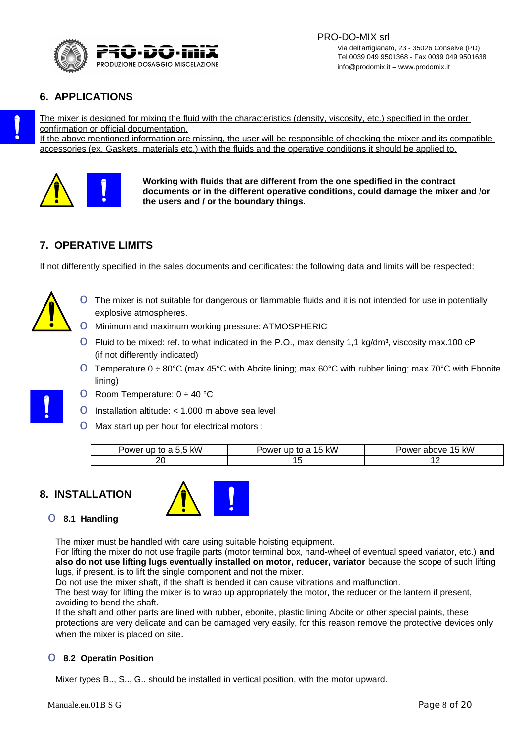## 6. APPLICATIONS

The mixer is designed for mixing the fluid with the characteristics (density, viscosity, etc.) specified in the order confirmation or official documentation.
If the above mentioned information are missing, the user will be responsible of checking the mixer and its compatible accessories (ex. Gaskets, materials etc.) with the fluids and the operative conditions it should be applied to.

**Working with fluids that are different from the one spedified in the contract documents or in the different operative conditions, could damage the mixer and /or the users and / or the boundary things.**

## 7. OPERATIVE LIMITS

If not differently specified in the sales documents and certificates: the following data and limits will be respected:

- The mixer is not suitable for dangerous or flammable fluids and it is not intended for use in potentially explosive atmospheres.
- Minimum and maximum working pressure: ATMOSPHERIC
- Fluid to be mixed: ref. to what indicated in the P.O., max density 1,1 kg/dm³, viscosity max.100 cP (if not differently indicated)
- Temperature 0 ÷ 80°C (max 45°C with Abcite lining; max 60°C with rubber lining; max 70°C with Ebonite lining)
- Room Temperature: 0 ÷ 40 °C
- Installation altitude: < 1.000 m above sea level
- Max start up per hour for electrical motors :

| Power up to a 5,5 kW | Power up to a 15 kW | Power above 15 kW |
|---|---|---|
| 20 | 15 | 12 |

## 8. INSTALLATION

### 8.1 Handling

The mixer must be handled with care using suitable hoisting equipment.
For lifting the mixer do not use fragile parts (motor terminal box, hand-wheel of eventual speed variator, etc.) **and also do not use lifting lugs eventually installed on motor, reducer, variator** because the scope of such lifting lugs, if present, is to lift the single component and not the mixer.
Do not use the mixer shaft, if the shaft is bended it can cause vibrations and malfunction.
The best way for lifting the mixer is to wrap up appropriately the motor, the reducer or the lantern if present, avoiding to bend the shaft.
If the shaft and other parts are lined with rubber, ebonite, plastic lining Abcite or other special paints, these protections are very delicate and can be damaged very easily, for this reason remove the protective devices only when the mixer is placed on site.

### 8.2 Operatin Position

Mixer types B.., S.., G.. should be installed in vertical position, with the motor upward.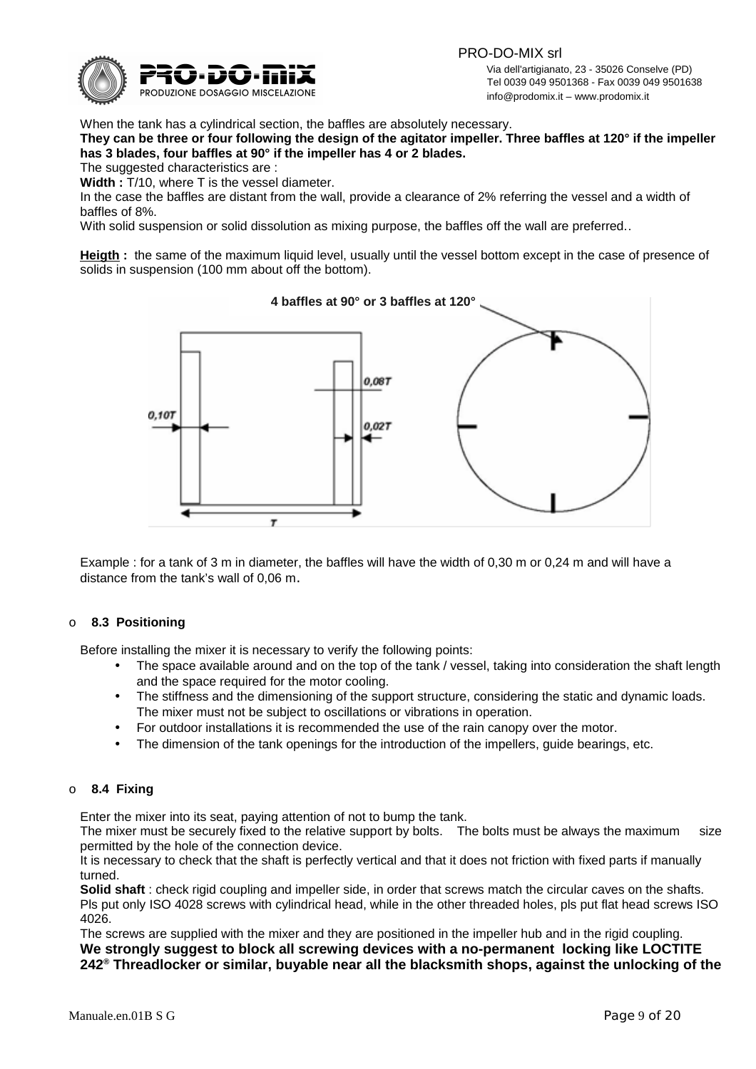When the tank has a cylindrical section, the baffles are absolutely necessary.

**They can be three or four following the design of the agitator impeller. Three baffles at 120° if the impeller has 3 blades, four baffles at 90° if the impeller has 4 or 2 blades.**

The suggested characteristics are :

**Width :** T/10, where T is the vessel diameter.

In the case the baffles are distant from the wall, provide a clearance of 2% referring the vessel and a width of baffles of 8%.

With solid suspension or solid dissolution as mixing purpose, the baffles off the wall are preferred..

**Heigth :** the same of the maximum liquid level, usually until the vessel bottom except in the case of presence of solids in suspension (100 mm about off the bottom).

**4 baffles at 90° or 3 baffles at 120°**

0,10T  0,08T  0,02T  T

Example : for a tank of 3 m in diameter, the baffles will have the width of 0,30 m or 0,24 m and will have a distance from the tank's wall of 0,06 m.

## 8.3 Positioning

Before installing the mixer it is necessary to verify the following points:

- The space available around and on the top of the tank / vessel, taking into consideration the shaft length and the space required for the motor cooling.
- The stiffness and the dimensioning of the support structure, considering the static and dynamic loads. The mixer must not be subject to oscillations or vibrations in operation.
- For outdoor installations it is recommended the use of the rain canopy over the motor.
- The dimension of the tank openings for the introduction of the impellers, guide bearings, etc.

## 8.4 Fixing

Enter the mixer into its seat, paying attention of not to bump the tank.

The mixer must be securely fixed to the relative support by bolts. The bolts must be always the maximum size permitted by the hole of the connection device.

It is necessary to check that the shaft is perfectly vertical and that it does not friction with fixed parts if manually turned.

**Solid shaft** : check rigid coupling and impeller side, in order that screws match the circular caves on the shafts. Pls put only ISO 4028 screws with cylindrical head, while in the other threaded holes, pls put flat head screws ISO 4026.

The screws are supplied with the mixer and they are positioned in the impeller hub and in the rigid coupling.

**We strongly suggest to block all screwing devices with a no-permanent locking like LOCTITE 242® Threadlocker or similar, buyable near all the blacksmith shops, against the unlocking of the**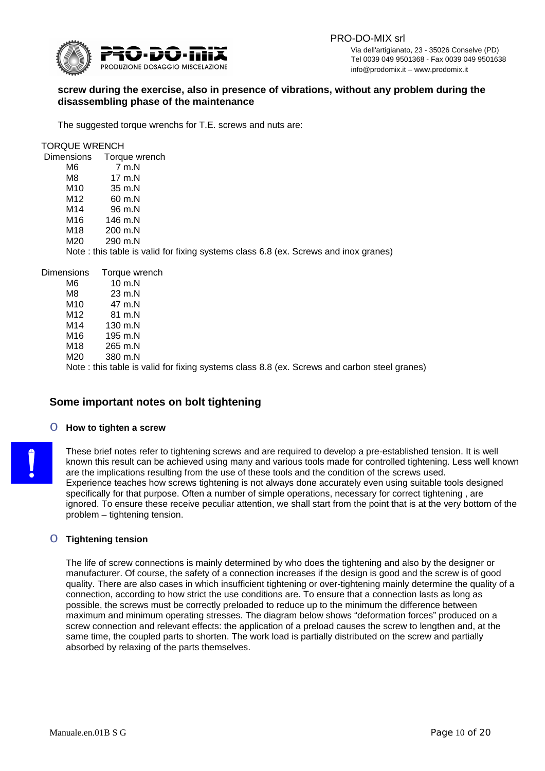**screw during the exercise, also in presence of vibrations, without any problem during the disassembling phase of the maintenance**

The suggested torque wrenchs for T.E. screws and nuts are:

TORQUE WRENCH

| Dimensions | Torque wrench |
|---|---|
| M6 | 7 m.N |
| M8 | 17 m.N |
| M10 | 35 m.N |
| M12 | 60 m.N |
| M14 | 96 m.N |
| M16 | 146 m.N |
| M18 | 200 m.N |
| M20 | 290 m.N |

Note : this table is valid for fixing systems class 6.8 (ex. Screws and inox granes)

| Dimensions | Torque wrench |
|---|---|
| M6 | 10 m.N |
| M8 | 23 m.N |
| M10 | 47 m.N |
| M12 | 81 m.N |
| M14 | 130 m.N |
| M16 | 195 m.N |
| M18 | 265 m.N |
| M20 | 380 m.N |

Note : this table is valid for fixing systems class 8.8 (ex. Screws and carbon steel granes)

## Some important notes on bolt tightening

- **How to tighten a screw**

These brief notes refer to tightening screws and are required to develop a pre-established tension. It is well known this result can be achieved using many and various tools made for controlled tightening. Less well known are the implications resulting from the use of these tools and the condition of the screws used. Experience teaches how screws tightening is not always done accurately even using suitable tools designed specifically for that purpose. Often a number of simple operations, necessary for correct tightening , are ignored. To ensure these receive peculiar attention, we shall start from the point that is at the very bottom of the problem – tightening tension.

- **Tightening tension**

The life of screw connections is mainly determined by who does the tightening and also by the designer or manufacturer. Of course, the safety of a connection increases if the design is good and the screw is of good quality. There are also cases in which insufficient tightening or over-tightening mainly determine the quality of a connection, according to how strict the use conditions are. To ensure that a connection lasts as long as possible, the screws must be correctly preloaded to reduce up to the minimum the difference between maximum and minimum operating stresses. The diagram below shows "deformation forces" produced on a screw connection and relevant effects: the application of a preload causes the screw to lengthen and, at the same time, the coupled parts to shorten. The work load is partially distributed on the screw and partially absorbed by relaxing of the parts themselves.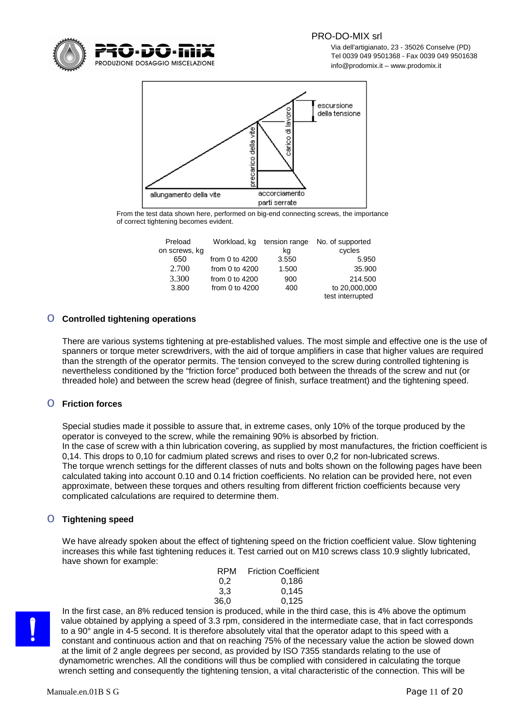escursione della tensione

carico di lavoro

precarico della vite

allungamento della vite

accorciamento parti serrate

From the test data shown here, performed on big-end connecting screws, the importance of correct tightening becomes evident.

| Preload on screws, kg | Workload, kg | tension range kg | No. of supported cycles |
|---|---|---|---|
| 650 | from 0 to 4200 | 3.550 | 5.950 |
| 2.700 | from 0 to 4200 | 1.500 | 35.900 |
| 3.300 | from 0 to 4200 | 900 | 214.500 |
| 3.800 | from 0 to 4200 | 400 | to 20,000,000 test interrupted |

### Controlled tightening operations

There are various systems tightening at pre-established values. The most simple and effective one is the use of spanners or torque meter screwdrivers, with the aid of torque amplifiers in case that higher values are required than the strength of the operator permits. The tension conveyed to the screw during controlled tightening is nevertheless conditioned by the "friction force" produced both between the threads of the screw and nut (or threaded hole) and between the screw head (degree of finish, surface treatment) and the tightening speed.

### Friction forces

Special studies made it possible to assure that, in extreme cases, only 10% of the torque produced by the operator is conveyed to the screw, while the remaining 90% is absorbed by friction.
In the case of screw with a thin lubrication covering, as supplied by most manufactures, the friction coefficient is 0,14. This drops to 0,10 for cadmium plated screws and rises to over 0,2 for non-lubricated screws.
The torque wrench settings for the different classes of nuts and bolts shown on the following pages have been calculated taking into account 0.10 and 0.14 friction coefficients. No relation can be provided here, not even approximate, between these torques and others resulting from different friction coefficients because very complicated calculations are required to determine them.

### Tightening speed

We have already spoken about the effect of tightening speed on the friction coefficient value. Slow tightening increases this while fast tightening reduces it. Test carried out on M10 screws class 10.9 slightly lubricated, have shown for example:

| RPM | Friction Coefficient |
|---|---|
| 0,2 | 0,186 |
| 3,3 | 0,145 |
| 36,0 | 0,125 |

In the first case, an 8% reduced tension is produced, while in the third case, this is 4% above the optimum value obtained by applying a speed of 3.3 rpm, considered in the intermediate case, that in fact corresponds to a 90° angle in 4-5 second. It is therefore absolutely vital that the operator adapt to this speed with a constant and continuous action and that on reaching 75% of the necessary value the action be slowed down at the limit of 2 angle degrees per second, as provided by ISO 7355 standards relating to the use of dynamometric wrenches. All the conditions will thus be complied with considered in calculating the torque wrench setting and consequently the tightening tension, a vital characteristic of the connection. This will be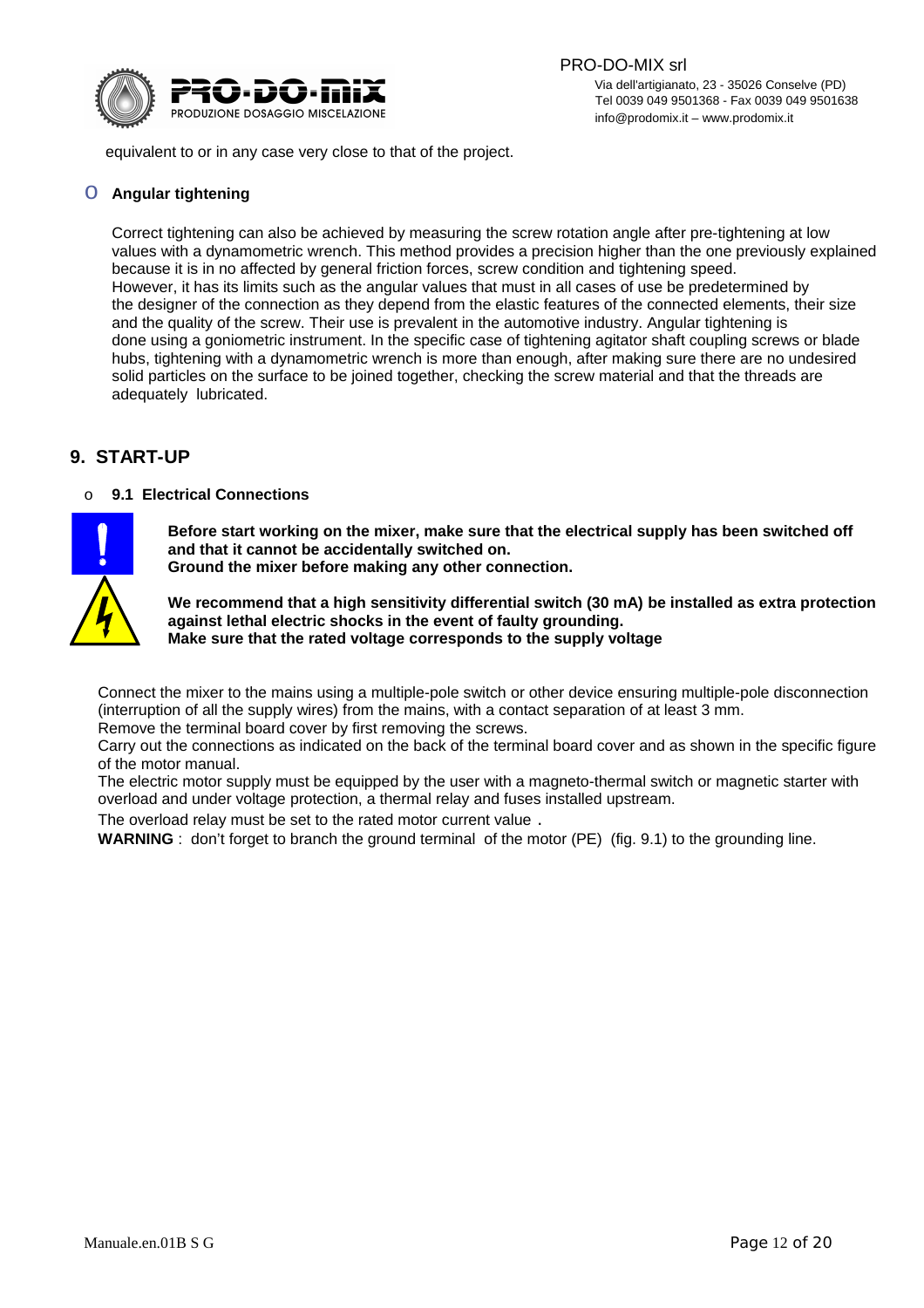equivalent to or in any case very close to that of the project.

- **Angular tightening**

  Correct tightening can also be achieved by measuring the screw rotation angle after pre-tightening at low values with a dynamometric wrench. This method provides a precision higher than the one previously explained because it is in no affected by general friction forces, screw condition and tightening speed.
  However, it has its limits such as the angular values that must in all cases of use be predetermined by the designer of the connection as they depend from the elastic features of the connected elements, their size and the quality of the screw. Their use is prevalent in the automotive industry. Angular tightening is done using a goniometric instrument. In the specific case of tightening agitator shaft coupling screws or blade hubs, tightening with a dynamometric wrench is more than enough, after making sure there are no undesired solid particles on the surface to be joined together, checking the screw material and that the threads are adequately lubricated.

## 9. START-UP

- **9.1 Electrical Connections**

**Before start working on the mixer, make sure that the electrical supply has been switched off and that it cannot be accidentally switched on.**
**Ground the mixer before making any other connection.**

**We recommend that a high sensitivity differential switch (30 mA) be installed as extra protection against lethal electric shocks in the event of faulty grounding.**
**Make sure that the rated voltage corresponds to the supply voltage**

Connect the mixer to the mains using a multiple-pole switch or other device ensuring multiple-pole disconnection (interruption of all the supply wires) from the mains, with a contact separation of at least 3 mm.
Remove the terminal board cover by first removing the screws.
Carry out the connections as indicated on the back of the terminal board cover and as shown in the specific figure of the motor manual.
The electric motor supply must be equipped by the user with a magneto-thermal switch or magnetic starter with overload and under voltage protection, a thermal relay and fuses installed upstream.
The overload relay must be set to the rated motor current value .
**WARNING** : don't forget to branch the ground terminal of the motor (PE) (fig. 9.1) to the grounding line.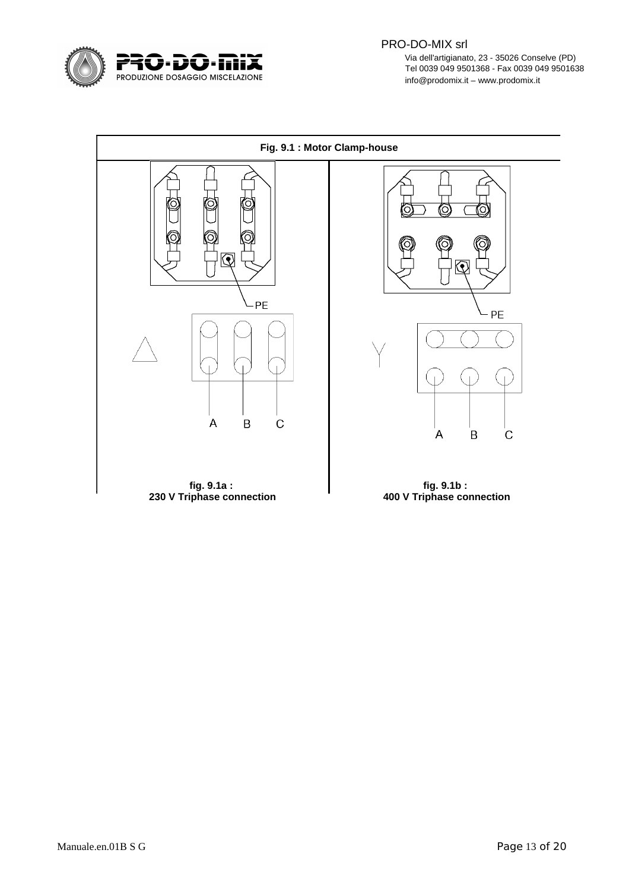**Fig. 9.1 : Motor Clamp-house**

PE

A B C

**fig. 9.1a :**
**230 V Triphase connection**

PE

A B C

**fig. 9.1b :**
**400 V Triphase connection**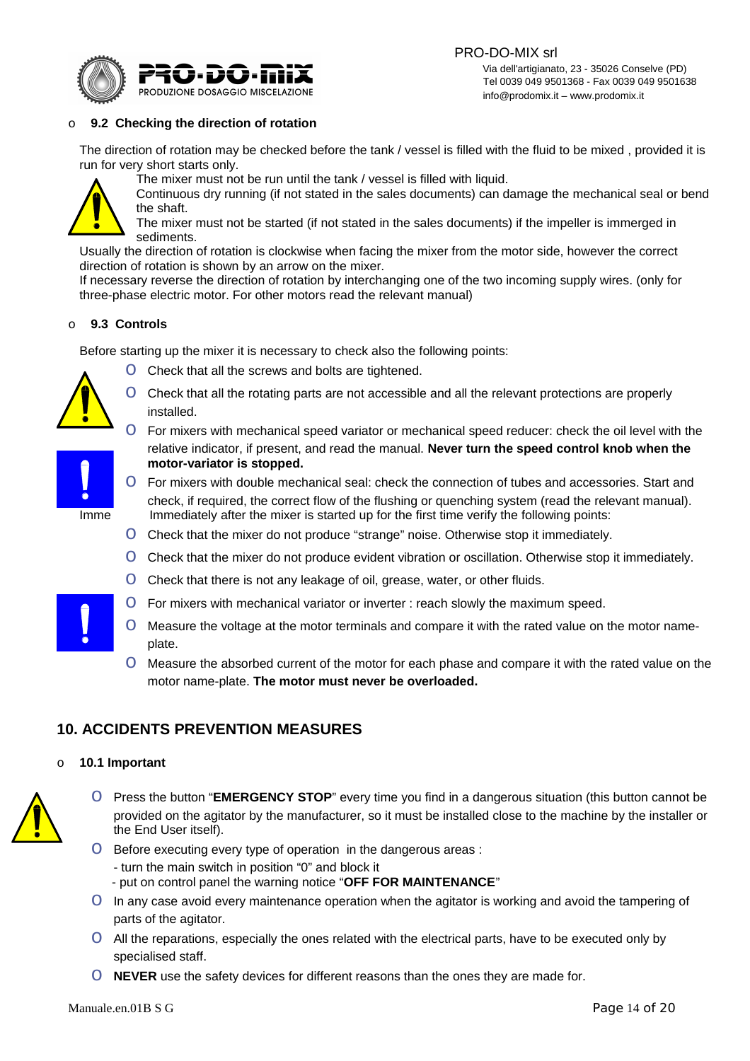## 9.2 Checking the direction of rotation

The direction of rotation may be checked before the tank / vessel is filled with the fluid to be mixed , provided it is run for very short starts only.

The mixer must not be run until the tank / vessel is filled with liquid.
Continuous dry running (if not stated in the sales documents) can damage the mechanical seal or bend the shaft.
The mixer must not be started (if not stated in the sales documents) if the impeller is immerged in sediments.

Usually the direction of rotation is clockwise when facing the mixer from the motor side, however the correct direction of rotation is shown by an arrow on the mixer.
If necessary reverse the direction of rotation by interchanging one of the two incoming supply wires. (only for three-phase electric motor. For other motors read the relevant manual)

## 9.3 Controls

Before starting up the mixer it is necessary to check also the following points:

- Check that all the screws and bolts are tightened.
- Check that all the rotating parts are not accessible and all the relevant protections are properly installed.
- For mixers with mechanical speed variator or mechanical speed reducer: check the oil level with the relative indicator, if present, and read the manual. **Never turn the speed control knob when the motor-variator is stopped.**
- For mixers with double mechanical seal: check the connection of tubes and accessories. Start and check, if required, the correct flow of the flushing or quenching system (read the relevant manual).

Imme Immediately after the mixer is started up for the first time verify the following points:

- Check that the mixer do not produce “strange” noise. Otherwise stop it immediately.
- Check that the mixer do not produce evident vibration or oscillation. Otherwise stop it immediately.
- Check that there is not any leakage of oil, grease, water, or other fluids.
- For mixers with mechanical variator or inverter : reach slowly the maximum speed.
- Measure the voltage at the motor terminals and compare it with the rated value on the motor name-plate.
- Measure the absorbed current of the motor for each phase and compare it with the rated value on the motor name-plate. **The motor must never be overloaded.**

# 10. ACCIDENTS PREVENTION MEASURES

## 10.1 Important

- Press the button “**EMERGENCY STOP**” every time you find in a dangerous situation (this button cannot be provided on the agitator by the manufacturer, so it must be installed close to the machine by the installer or the End User itself).
- Before executing every type of operation in the dangerous areas :
  - turn the main switch in position “0” and block it
  - put on control panel the warning notice “**OFF FOR MAINTENANCE**”
- In any case avoid every maintenance operation when the agitator is working and avoid the tampering of parts of the agitator.
- All the reparations, especially the ones related with the electrical parts, have to be executed only by specialised staff.
- **NEVER** use the safety devices for different reasons than the ones they are made for.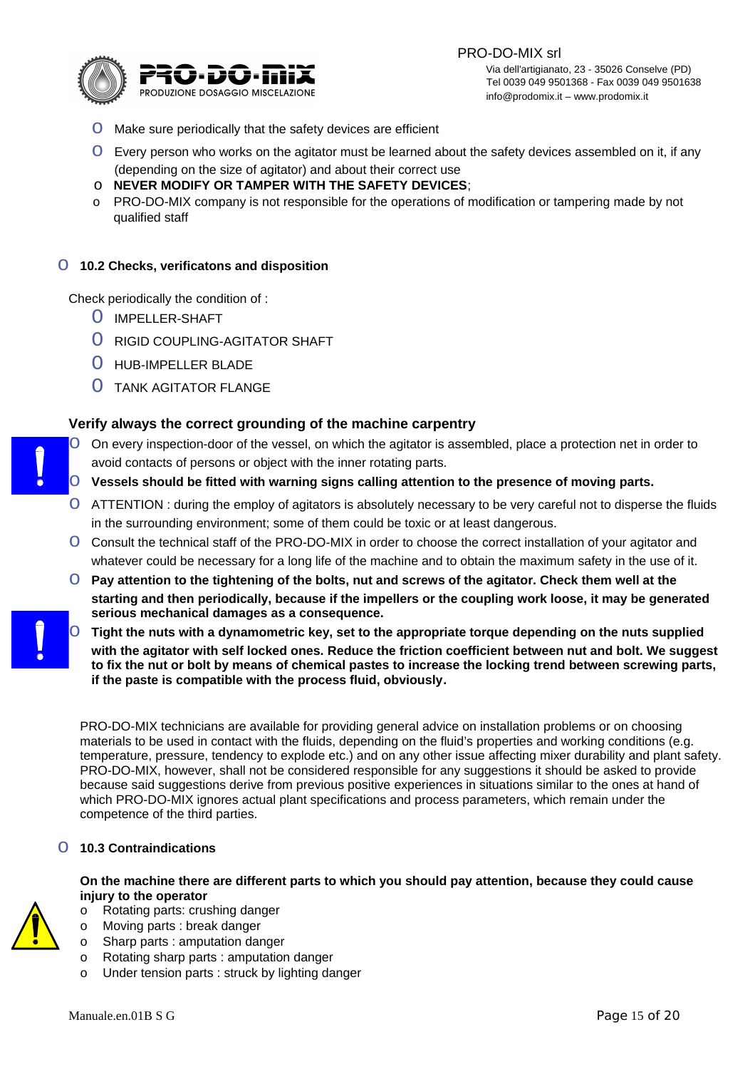- Make sure periodically that the safety devices are efficient
- Every person who works on the agitator must be learned about the safety devices assembled on it, if any (depending on the size of agitator) and about their correct use
- **NEVER MODIFY OR TAMPER WITH THE SAFETY DEVICES**;
- PRO-DO-MIX company is not responsible for the operations of modification or tampering made by not qualified staff

### 10.2 Checks, verificatons and disposition

Check periodically the condition of :

- IMPELLER-SHAFT
- RIGID COUPLING-AGITATOR SHAFT
- HUB-IMPELLER BLADE
- TANK AGITATOR FLANGE

**Verify always the correct grounding of the machine carpentry**

- On every inspection-door of the vessel, on which the agitator is assembled, place a protection net in order to avoid contacts of persons or object with the inner rotating parts.
- **Vessels should be fitted with warning signs calling attention to the presence of moving parts.**
- ATTENTION : during the employ of agitators is absolutely necessary to be very careful not to disperse the fluids in the surrounding environment; some of them could be toxic or at least dangerous.
- Consult the technical staff of the PRO-DO-MIX in order to choose the correct installation of your agitator and whatever could be necessary for a long life of the machine and to obtain the maximum safety in the use of it.
- **Pay attention to the tightening of the bolts, nut and screws of the agitator. Check them well at the starting and then periodically, because if the impellers or the coupling work loose, it may be generated serious mechanical damages as a consequence.**
- **Tight the nuts with a dynamometric key, set to the appropriate torque depending on the nuts supplied with the agitator with self locked ones. Reduce the friction coefficient between nut and bolt. We suggest to fix the nut or bolt by means of chemical pastes to increase the locking trend between screwing parts, if the paste is compatible with the process fluid, obviously.**

PRO-DO-MIX technicians are available for providing general advice on installation problems or on choosing materials to be used in contact with the fluids, depending on the fluid's properties and working conditions (e.g. temperature, pressure, tendency to explode etc.) and on any other issue affecting mixer durability and plant safety. PRO-DO-MIX, however, shall not be considered responsible for any suggestions it should be asked to provide because said suggestions derive from previous positive experiences in situations similar to the ones at hand of which PRO-DO-MIX ignores actual plant specifications and process parameters, which remain under the competence of the third parties.

### 10.3 Contraindications

**On the machine there are different parts to which you should pay attention, because they could cause injury to the operator**

- Rotating parts: crushing danger
- Moving parts : break danger
- Sharp parts : amputation danger
- Rotating sharp parts : amputation danger
- Under tension parts : struck by lighting danger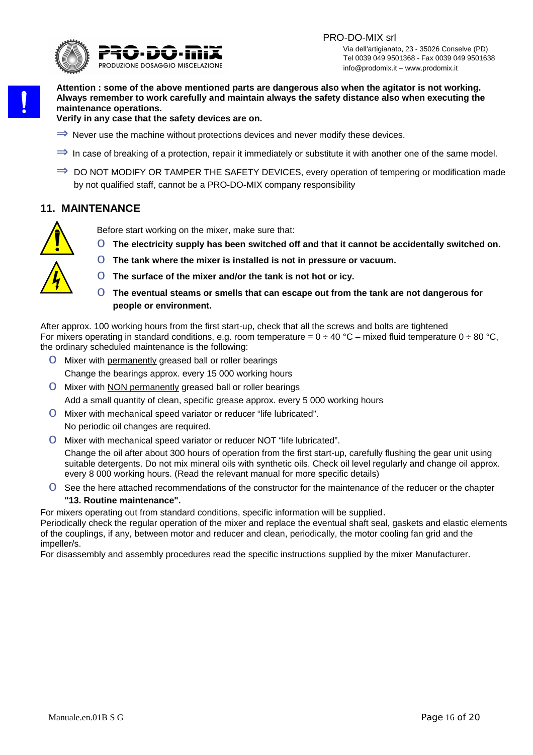**Attention : some of the above mentioned parts are dangerous also when the agitator is not working. Always remember to work carefully and maintain always the safety distance also when executing the maintenance operations.**
**Verify in any case that the safety devices are on.**

⇒ Never use the machine without protections devices and never modify these devices.

⇒ In case of breaking of a protection, repair it immediately or substitute it with another one of the same model.

⇒ DO NOT MODIFY OR TAMPER THE SAFETY DEVICES, every operation of tempering or modification made by not qualified staff, cannot be a PRO-DO-MIX company responsibility

## 11. MAINTENANCE

Before start working on the mixer, make sure that:

- **The electricity supply has been switched off and that it cannot be accidentally switched on.**
- **The tank where the mixer is installed is not in pressure or vacuum.**
- **The surface of the mixer and/or the tank is not hot or icy.**
- **The eventual steams or smells that can escape out from the tank are not dangerous for people or environment.**

After approx. 100 working hours from the first start-up, check that all the screws and bolts are tightened
For mixers operating in standard conditions, e.g. room temperature = 0 ÷ 40 °C – mixed fluid temperature 0 ÷ 80 °C, the ordinary scheduled maintenance is the following:

- Mixer with permanently greased ball or roller bearings
  Change the bearings approx. every 15 000 working hours
- Mixer with NON permanently greased ball or roller bearings
  Add a small quantity of clean, specific grease approx. every 5 000 working hours
- Mixer with mechanical speed variator or reducer "life lubricated".
  No periodic oil changes are required.
- Mixer with mechanical speed variator or reducer NOT "life lubricated".
  Change the oil after about 300 hours of operation from the first start-up, carefully flushing the gear unit using suitable detergents. Do not mix mineral oils with synthetic oils. Check oil level regularly and change oil approx. every 8 000 working hours. (Read the relevant manual for more specific details)
- See the here attached recommendations of the constructor for the maintenance of the reducer or the chapter **"13. Routine maintenance".**

For mixers operating out from standard conditions, specific information will be supplied.
Periodically check the regular operation of the mixer and replace the eventual shaft seal, gaskets and elastic elements of the couplings, if any, between motor and reducer and clean, periodically, the motor cooling fan grid and the impeller/s.
For disassembly and assembly procedures read the specific instructions supplied by the mixer Manufacturer.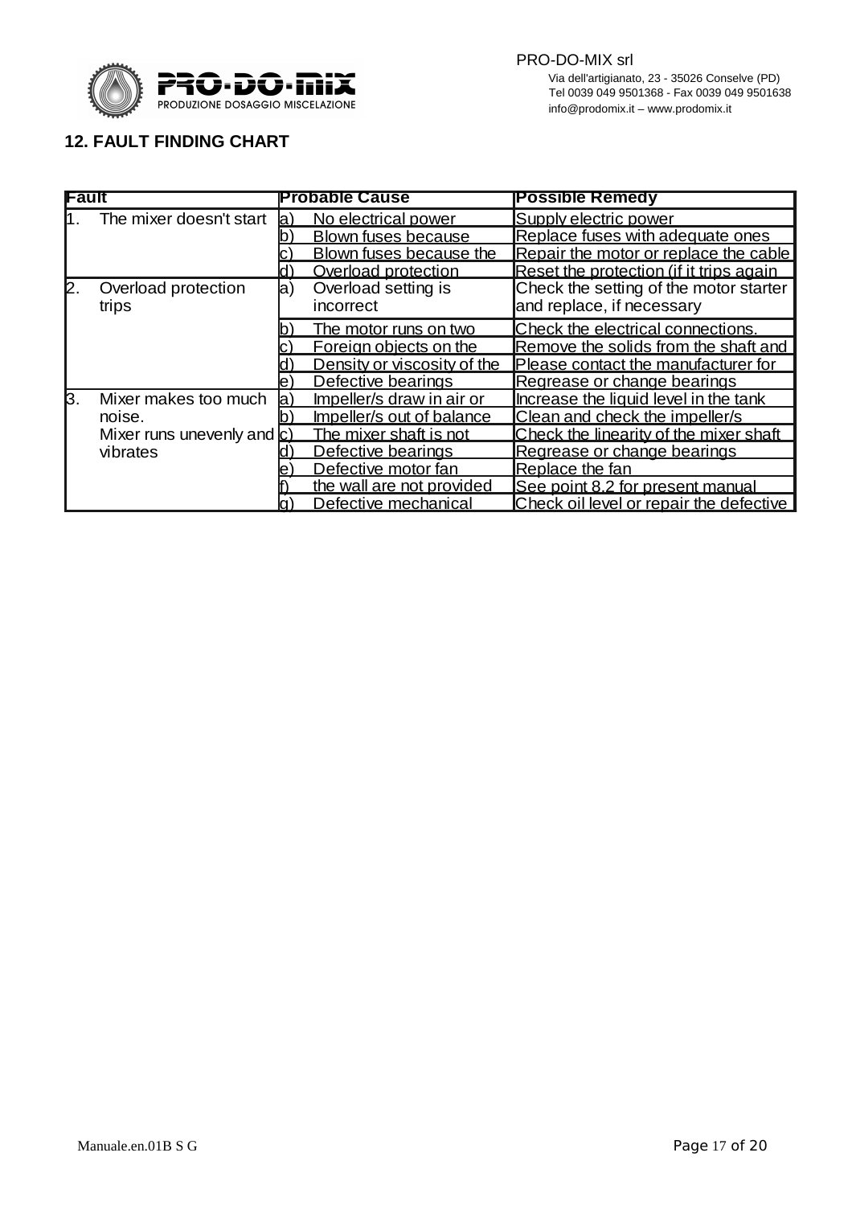## 12. FAULT FINDING CHART

| Fault | Probable Cause | Possible Remedy |
|---|---|---|
| 1. The mixer doesn't start | a) No electrical power | Supply electric power |
| | b) Blown fuses because | Replace fuses with adequate ones |
| | c) Blown fuses because the | Repair the motor or replace the cable |
| | d) Overload protection | Reset the protection (if it trips again |
| 2. Overload protection trips | a) Overload setting is incorrect | Check the setting of the motor starter and replace, if necessary |
| | b) The motor runs on two | Check the electrical connections. |
| | c) Foreign objects on the | Remove the solids from the shaft and |
| | d) Density or viscosity of the | Please contact the manufacturer for |
| | e) Defective bearings | Regrease or change bearings |
| 3. Mixer makes too much noise. Mixer runs unevenly and vibrates | a) Impeller/s draw in air or | Increase the liquid level in the tank |
| | b) Impeller/s out of balance | Clean and check the impeller/s |
| | c) The mixer shaft is not | Check the linearity of the mixer shaft |
| | d) Defective bearings | Regrease or change bearings |
| | e) Defective motor fan | Replace the fan |
| | f) the wall are not provided | See point 8.2 for present manual |
| | g) Defective mechanical | Check oil level or repair the defective |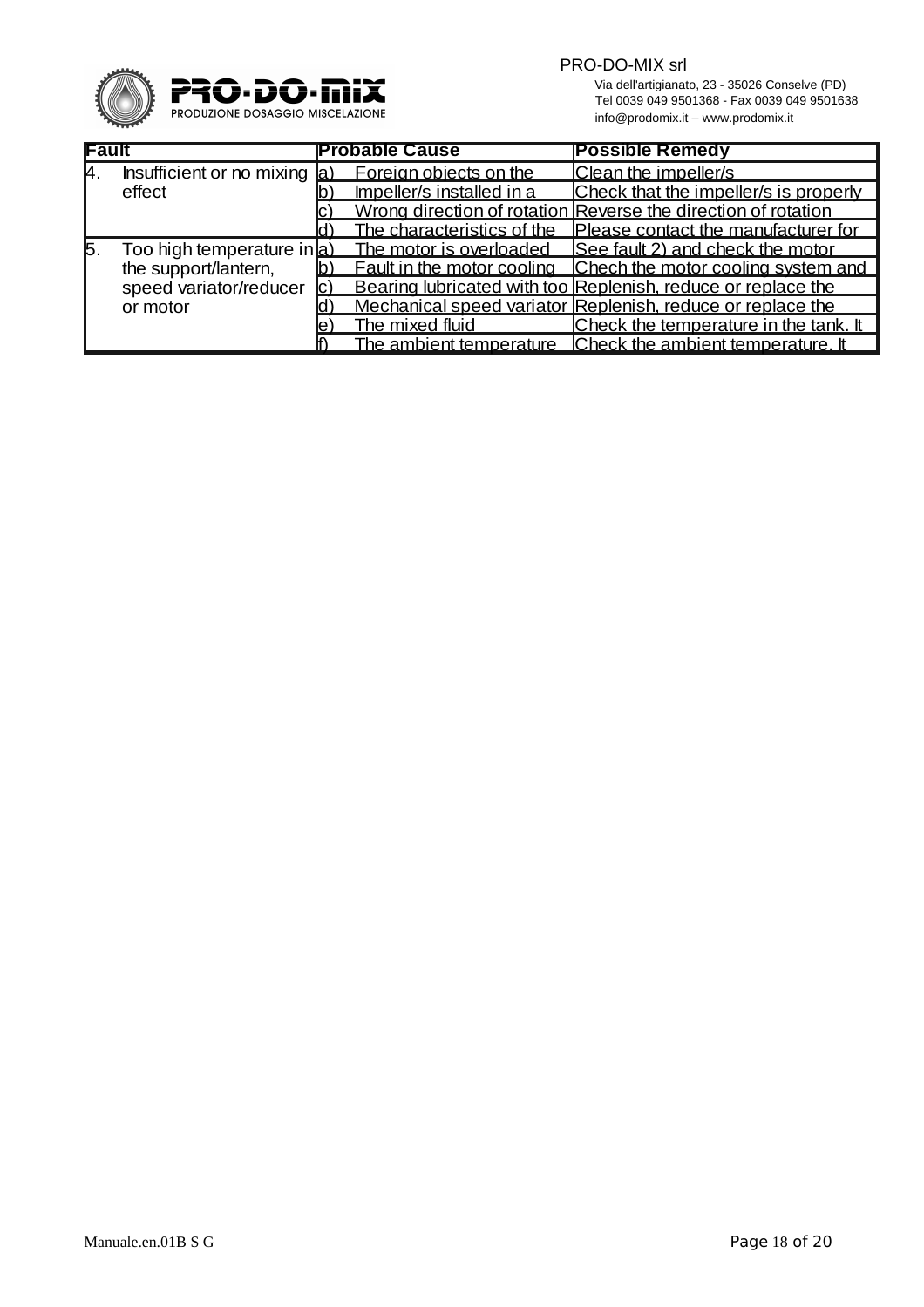| Fault | | Probable Cause | | Possible Remedy |
|---|---|---|---|---|
| 4. | Insufficient or no mixing effect | a) | Foreign objects on the | Clean the impeller/s |
| | | b) | Impeller/s installed in a | Check that the impeller/s is properly |
| | | c) | Wrong direction of rotation | Reverse the direction of rotation |
| | | d) | The characteristics of the | Please contact the manufacturer for |
| 5. | Too high temperature in the support/lantern, speed variator/reducer or motor | a) | The motor is overloaded | See fault 2) and check the motor |
| | | b) | Fault in the motor cooling | Chech the motor cooling system and |
| | | c) | Bearing lubricated with too | Replenish, reduce or replace the |
| | | d) | Mechanical speed variator | Replenish, reduce or replace the |
| | | e) | The mixed fluid | Check the temperature in the tank. It |
| | | f) | The ambient temperature | Check the ambient temperature. It |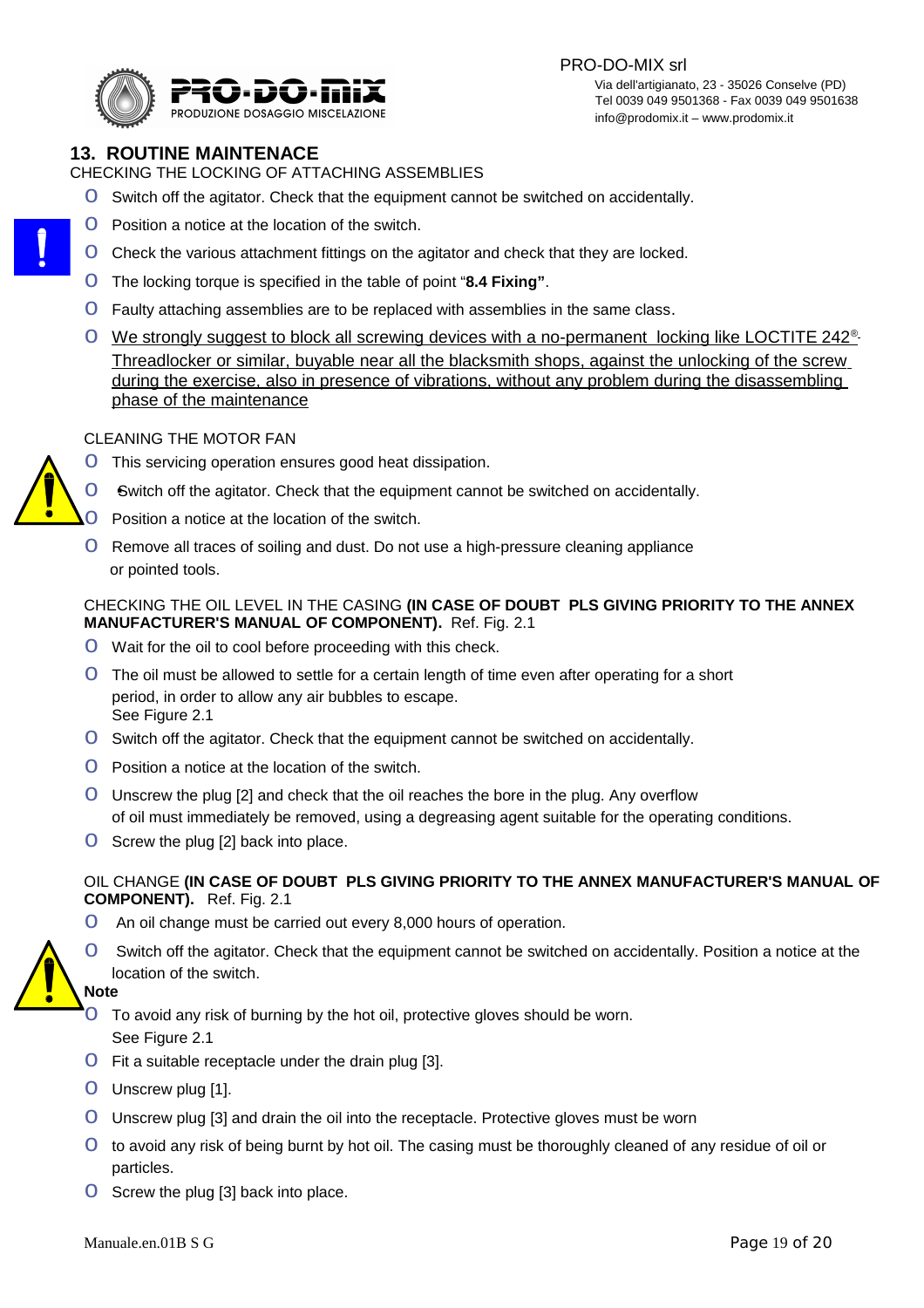## 13. ROUTINE MAINTENACE

CHECKING THE LOCKING OF ATTACHING ASSEMBLIES

- Switch off the agitator. Check that the equipment cannot be switched on accidentally.
- Position a notice at the location of the switch.
- Check the various attachment fittings on the agitator and check that they are locked.
- The locking torque is specified in the table of point "**8.4 Fixing"**.
- Faulty attaching assemblies are to be replaced with assemblies in the same class.
- <u>We strongly suggest to block all screwing devices with a no-permanent locking like LOCTITE 242® Threadlocker or similar, buyable near all the blacksmith shops, against the unlocking of the screw during the exercise, also in presence of vibrations, without any problem during the disassembling phase of the maintenance</u>

CLEANING THE MOTOR FAN

- This servicing operation ensures good heat dissipation.
- Switch off the agitator. Check that the equipment cannot be switched on accidentally.
- Position a notice at the location of the switch.
- Remove all traces of soiling and dust. Do not use a high-pressure cleaning appliance or pointed tools.

CHECKING THE OIL LEVEL IN THE CASING **(IN CASE OF DOUBT PLS GIVING PRIORITY TO THE ANNEX MANUFACTURER'S MANUAL OF COMPONENT).** Ref. Fig. 2.1

- Wait for the oil to cool before proceeding with this check.
- The oil must be allowed to settle for a certain length of time even after operating for a short period, in order to allow any air bubbles to escape.
  See Figure 2.1
- Switch off the agitator. Check that the equipment cannot be switched on accidentally.
- Position a notice at the location of the switch.
- Unscrew the plug [2] and check that the oil reaches the bore in the plug. Any overflow of oil must immediately be removed, using a degreasing agent suitable for the operating conditions.
- Screw the plug [2] back into place.

OIL CHANGE **(IN CASE OF DOUBT PLS GIVING PRIORITY TO THE ANNEX MANUFACTURER'S MANUAL OF COMPONENT).** Ref. Fig. 2.1

- An oil change must be carried out every 8,000 hours of operation.
- Switch off the agitator. Check that the equipment cannot be switched on accidentally. Position a notice at the location of the switch.

**Note**

- To avoid any risk of burning by the hot oil, protective gloves should be worn.
  See Figure 2.1
- Fit a suitable receptacle under the drain plug [3].
- Unscrew plug [1].
- Unscrew plug [3] and drain the oil into the receptacle. Protective gloves must be worn
- to avoid any risk of being burnt by hot oil. The casing must be thoroughly cleaned of any residue of oil or particles.
- Screw the plug [3] back into place.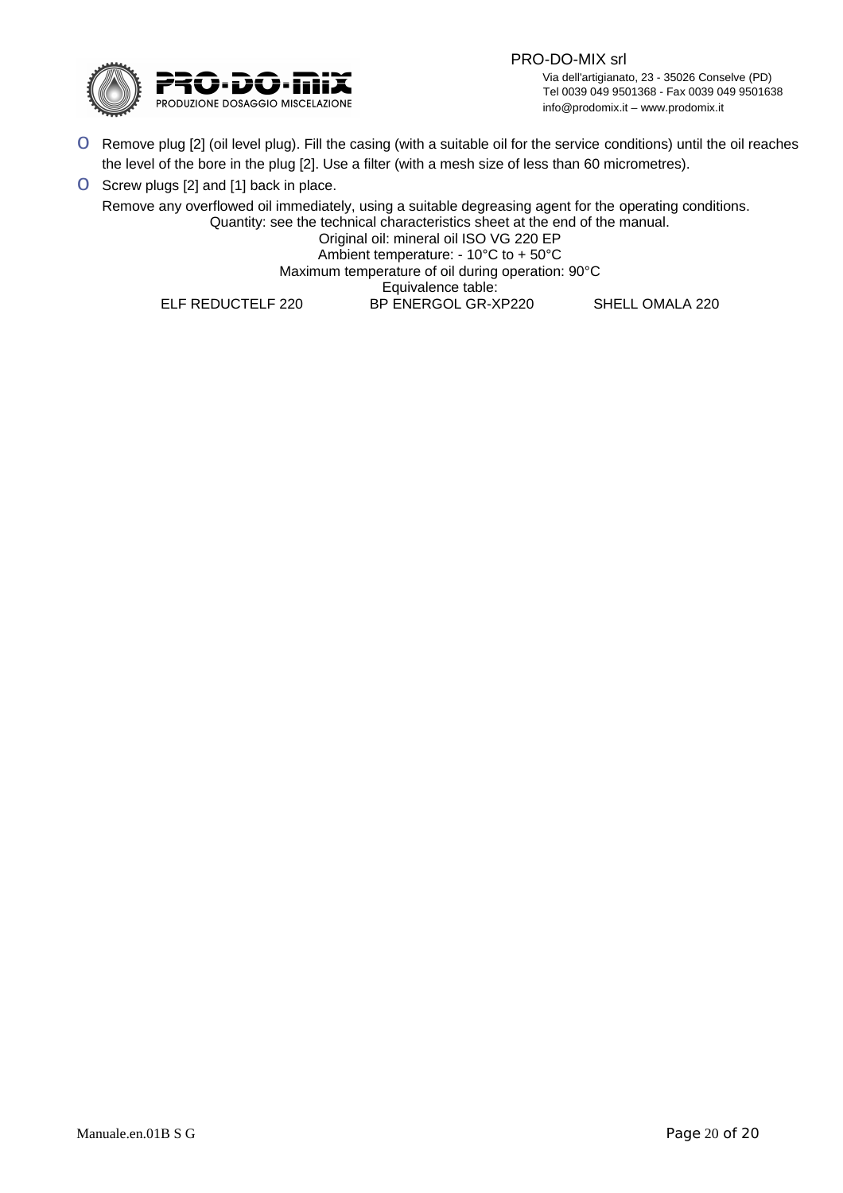- Remove plug [2] (oil level plug). Fill the casing (with a suitable oil for the service conditions) until the oil reaches the level of the bore in the plug [2]. Use a filter (with a mesh size of less than 60 micrometres).
- Screw plugs [2] and [1] back in place.

  Remove any overflowed oil immediately, using a suitable degreasing agent for the operating conditions.

Quantity: see the technical characteristics sheet at the end of the manual.

Original oil: mineral oil ISO VG 220 EP

Ambient temperature: - 10°C to + 50°C

Maximum temperature of oil during operation: 90°C

Equivalence table:

| | | |
|---|---|---|
| ELF REDUCTELF 220 | BP ENERGOL GR-XP220 | SHELL OMALA 220 |